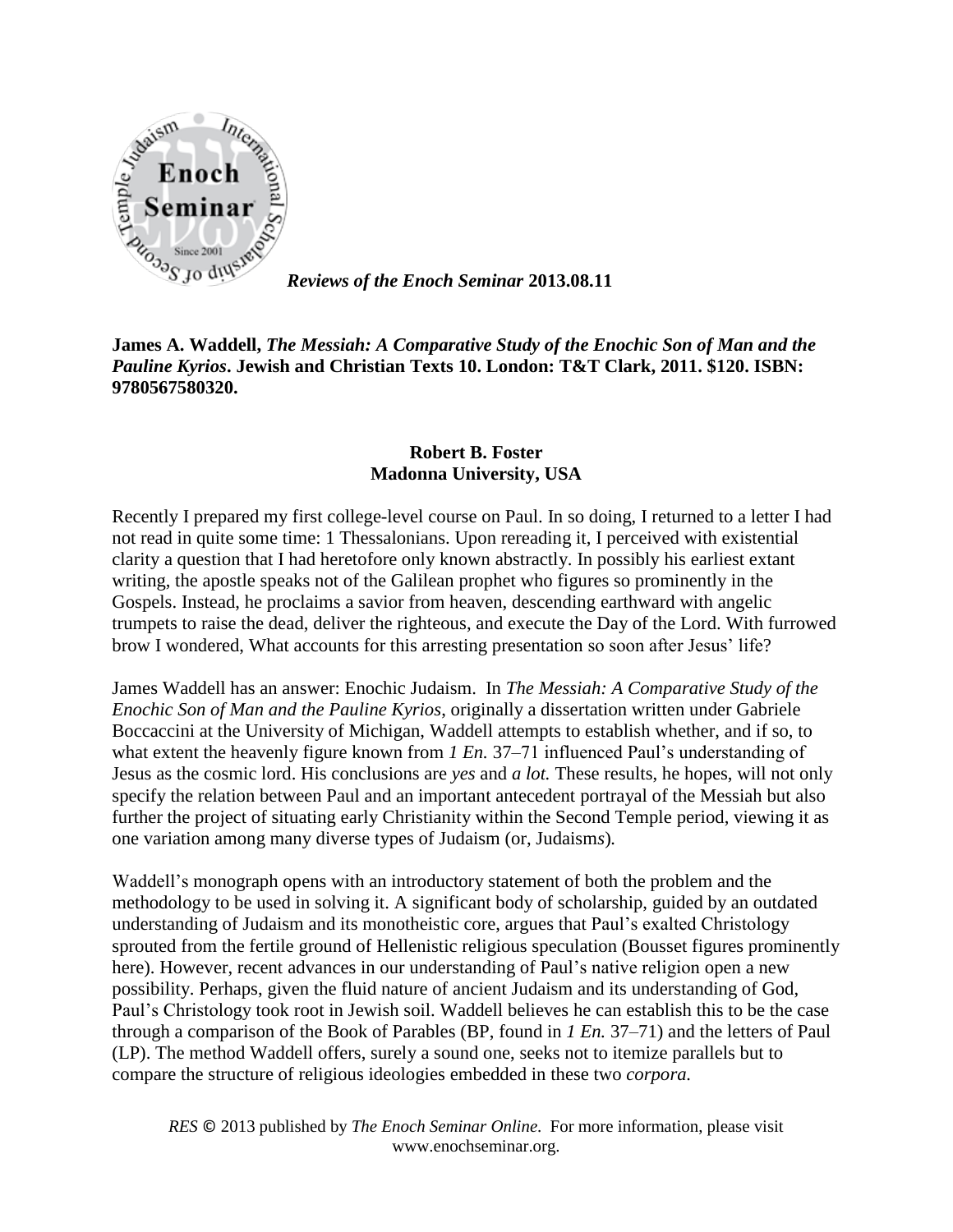*Reviews of the Enoch Seminar* **2013.08.11**

**James A. Waddell, *The Messiah: A Comparative Study of the Enochic Son of Man and the Pauline Kyrios*. Jewish and Christian Texts 10. London: T&T Clark, 2011. $120. ISBN: 9780567580320.**

**Robert B. Foster**
**Madonna University, USA**

Recently I prepared my first college-level course on Paul. In so doing, I returned to a letter I had not read in quite some time: 1 Thessalonians. Upon rereading it, I perceived with existential clarity a question that I had heretofore only known abstractly. In possibly his earliest extant writing, the apostle speaks not of the Galilean prophet who figures so prominently in the Gospels. Instead, he proclaims a savior from heaven, descending earthward with angelic trumpets to raise the dead, deliver the righteous, and execute the Day of the Lord. With furrowed brow I wondered, What accounts for this arresting presentation so soon after Jesus' life?

James Waddell has an answer: Enochic Judaism. In *The Messiah: A Comparative Study of the Enochic Son of Man and the Pauline Kyrios*, originally a dissertation written under Gabriele Boccaccini at the University of Michigan, Waddell attempts to establish whether, and if so, to what extent the heavenly figure known from *1 En.* 37–71 influenced Paul's understanding of Jesus as the cosmic lord. His conclusions are *yes* and *a lot.* These results, he hopes, will not only specify the relation between Paul and an important antecedent portrayal of the Messiah but also further the project of situating early Christianity within the Second Temple period, viewing it as one variation among many diverse types of Judaism (or, Judaism*s*).

Waddell's monograph opens with an introductory statement of both the problem and the methodology to be used in solving it. A significant body of scholarship, guided by an outdated understanding of Judaism and its monotheistic core, argues that Paul's exalted Christology sprouted from the fertile ground of Hellenistic religious speculation (Bousset figures prominently here). However, recent advances in our understanding of Paul's native religion open a new possibility. Perhaps, given the fluid nature of ancient Judaism and its understanding of God, Paul's Christology took root in Jewish soil. Waddell believes he can establish this to be the case through a comparison of the Book of Parables (BP, found in *1 En.* 37–71) and the letters of Paul (LP). The method Waddell offers, surely a sound one, seeks not to itemize parallels but to compare the structure of religious ideologies embedded in these two *corpora.*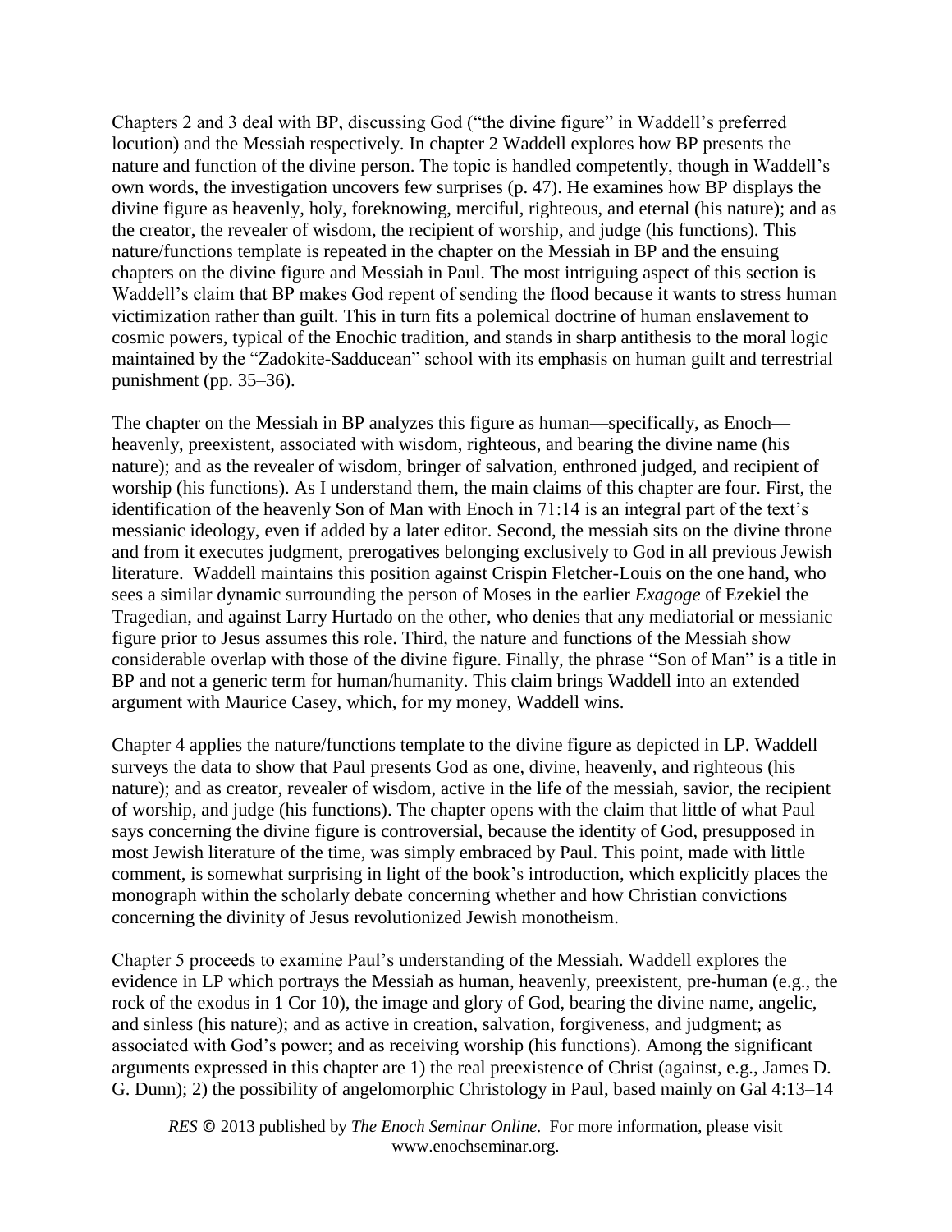Chapters 2 and 3 deal with BP, discussing God ("the divine figure" in Waddell's preferred locution) and the Messiah respectively. In chapter 2 Waddell explores how BP presents the nature and function of the divine person. The topic is handled competently, though in Waddell's own words, the investigation uncovers few surprises (p. 47). He examines how BP displays the divine figure as heavenly, holy, foreknowing, merciful, righteous, and eternal (his nature); and as the creator, the revealer of wisdom, the recipient of worship, and judge (his functions). This nature/functions template is repeated in the chapter on the Messiah in BP and the ensuing chapters on the divine figure and Messiah in Paul. The most intriguing aspect of this section is Waddell's claim that BP makes God repent of sending the flood because it wants to stress human victimization rather than guilt. This in turn fits a polemical doctrine of human enslavement to cosmic powers, typical of the Enochic tradition, and stands in sharp antithesis to the moral logic maintained by the "Zadokite-Sadducean" school with its emphasis on human guilt and terrestrial punishment (pp. 35–36).

The chapter on the Messiah in BP analyzes this figure as human—specifically, as Enoch—heavenly, preexistent, associated with wisdom, righteous, and bearing the divine name (his nature); and as the revealer of wisdom, bringer of salvation, enthroned judged, and recipient of worship (his functions). As I understand them, the main claims of this chapter are four. First, the identification of the heavenly Son of Man with Enoch in 71:14 is an integral part of the text's messianic ideology, even if added by a later editor. Second, the messiah sits on the divine throne and from it executes judgment, prerogatives belonging exclusively to God in all previous Jewish literature. Waddell maintains this position against Crispin Fletcher-Louis on the one hand, who sees a similar dynamic surrounding the person of Moses in the earlier *Exagoge* of Ezekiel the Tragedian, and against Larry Hurtado on the other, who denies that any mediatorial or messianic figure prior to Jesus assumes this role. Third, the nature and functions of the Messiah show considerable overlap with those of the divine figure. Finally, the phrase "Son of Man" is a title in BP and not a generic term for human/humanity. This claim brings Waddell into an extended argument with Maurice Casey, which, for my money, Waddell wins.

Chapter 4 applies the nature/functions template to the divine figure as depicted in LP. Waddell surveys the data to show that Paul presents God as one, divine, heavenly, and righteous (his nature); and as creator, revealer of wisdom, active in the life of the messiah, savior, the recipient of worship, and judge (his functions). The chapter opens with the claim that little of what Paul says concerning the divine figure is controversial, because the identity of God, presupposed in most Jewish literature of the time, was simply embraced by Paul. This point, made with little comment, is somewhat surprising in light of the book's introduction, which explicitly places the monograph within the scholarly debate concerning whether and how Christian convictions concerning the divinity of Jesus revolutionized Jewish monotheism.

Chapter 5 proceeds to examine Paul's understanding of the Messiah. Waddell explores the evidence in LP which portrays the Messiah as human, heavenly, preexistent, pre-human (e.g., the rock of the exodus in 1 Cor 10), the image and glory of God, bearing the divine name, angelic, and sinless (his nature); and as active in creation, salvation, forgiveness, and judgment; as associated with God's power; and as receiving worship (his functions). Among the significant arguments expressed in this chapter are 1) the real preexistence of Christ (against, e.g., James D. G. Dunn); 2) the possibility of angelomorphic Christology in Paul, based mainly on Gal 4:13–14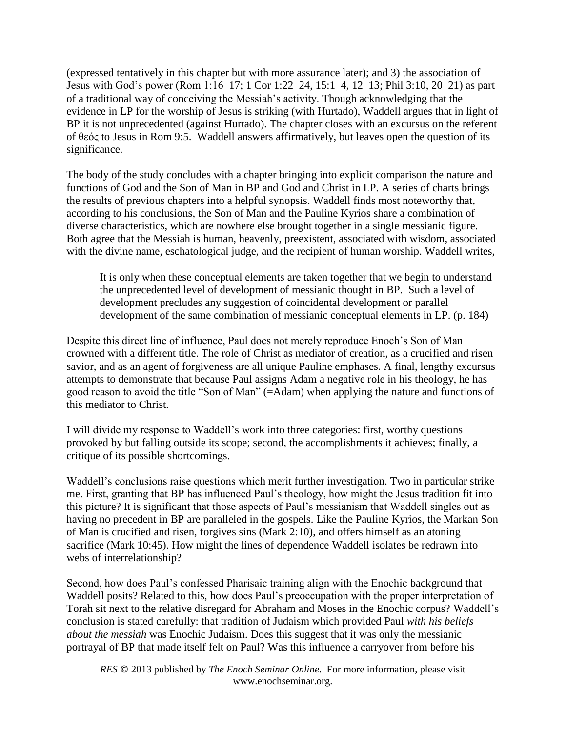(expressed tentatively in this chapter but with more assurance later); and 3) the association of Jesus with God's power (Rom 1:16–17; 1 Cor 1:22–24, 15:1–4, 12–13; Phil 3:10, 20–21) as part of a traditional way of conceiving the Messiah's activity. Though acknowledging that the evidence in LP for the worship of Jesus is striking (with Hurtado), Waddell argues that in light of BP it is not unprecedented (against Hurtado). The chapter closes with an excursus on the referent of θεός to Jesus in Rom 9:5. Waddell answers affirmatively, but leaves open the question of its significance.

The body of the study concludes with a chapter bringing into explicit comparison the nature and functions of God and the Son of Man in BP and God and Christ in LP. A series of charts brings the results of previous chapters into a helpful synopsis. Waddell finds most noteworthy that, according to his conclusions, the Son of Man and the Pauline Kyrios share a combination of diverse characteristics, which are nowhere else brought together in a single messianic figure. Both agree that the Messiah is human, heavenly, preexistent, associated with wisdom, associated with the divine name, eschatological judge, and the recipient of human worship. Waddell writes,

> It is only when these conceptual elements are taken together that we begin to understand the unprecedented level of development of messianic thought in BP. Such a level of development precludes any suggestion of coincidental development or parallel development of the same combination of messianic conceptual elements in LP. (p. 184)

Despite this direct line of influence, Paul does not merely reproduce Enoch's Son of Man crowned with a different title. The role of Christ as mediator of creation, as a crucified and risen savior, and as an agent of forgiveness are all unique Pauline emphases. A final, lengthy excursus attempts to demonstrate that because Paul assigns Adam a negative role in his theology, he has good reason to avoid the title "Son of Man" (=Adam) when applying the nature and functions of this mediator to Christ.

I will divide my response to Waddell's work into three categories: first, worthy questions provoked by but falling outside its scope; second, the accomplishments it achieves; finally, a critique of its possible shortcomings.

Waddell's conclusions raise questions which merit further investigation. Two in particular strike me. First, granting that BP has influenced Paul's theology, how might the Jesus tradition fit into this picture? It is significant that those aspects of Paul's messianism that Waddell singles out as having no precedent in BP are paralleled in the gospels. Like the Pauline Kyrios, the Markan Son of Man is crucified and risen, forgives sins (Mark 2:10), and offers himself as an atoning sacrifice (Mark 10:45). How might the lines of dependence Waddell isolates be redrawn into webs of interrelationship?

Second, how does Paul's confessed Pharisaic training align with the Enochic background that Waddell posits? Related to this, how does Paul's preoccupation with the proper interpretation of Torah sit next to the relative disregard for Abraham and Moses in the Enochic corpus? Waddell's conclusion is stated carefully: that tradition of Judaism which provided Paul *with his beliefs about the messiah* was Enochic Judaism. Does this suggest that it was only the messianic portrayal of BP that made itself felt on Paul? Was this influence a carryover from before his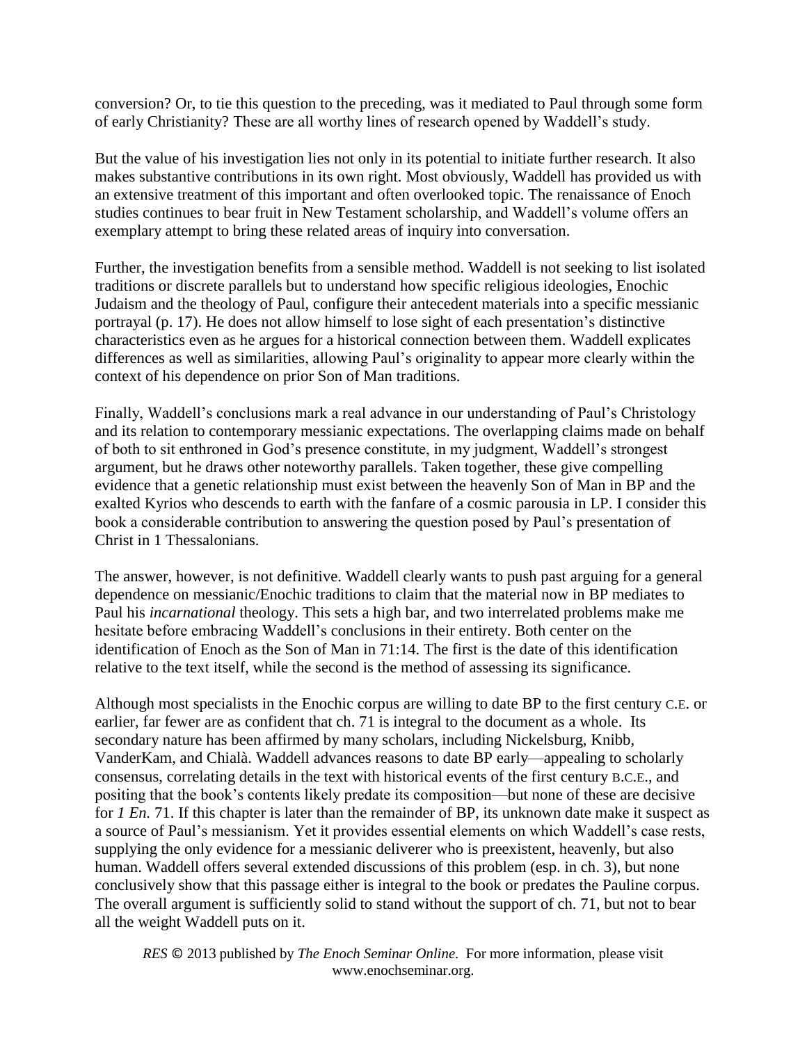conversion? Or, to tie this question to the preceding, was it mediated to Paul through some form of early Christianity? These are all worthy lines of research opened by Waddell's study.

But the value of his investigation lies not only in its potential to initiate further research. It also makes substantive contributions in its own right. Most obviously, Waddell has provided us with an extensive treatment of this important and often overlooked topic. The renaissance of Enoch studies continues to bear fruit in New Testament scholarship, and Waddell's volume offers an exemplary attempt to bring these related areas of inquiry into conversation.

Further, the investigation benefits from a sensible method. Waddell is not seeking to list isolated traditions or discrete parallels but to understand how specific religious ideologies, Enochic Judaism and the theology of Paul, configure their antecedent materials into a specific messianic portrayal (p. 17). He does not allow himself to lose sight of each presentation's distinctive characteristics even as he argues for a historical connection between them. Waddell explicates differences as well as similarities, allowing Paul's originality to appear more clearly within the context of his dependence on prior Son of Man traditions.

Finally, Waddell's conclusions mark a real advance in our understanding of Paul's Christology and its relation to contemporary messianic expectations. The overlapping claims made on behalf of both to sit enthroned in God's presence constitute, in my judgment, Waddell's strongest argument, but he draws other noteworthy parallels. Taken together, these give compelling evidence that a genetic relationship must exist between the heavenly Son of Man in BP and the exalted Kyrios who descends to earth with the fanfare of a cosmic parousia in LP. I consider this book a considerable contribution to answering the question posed by Paul's presentation of Christ in 1 Thessalonians.

The answer, however, is not definitive. Waddell clearly wants to push past arguing for a general dependence on messianic/Enochic traditions to claim that the material now in BP mediates to Paul his *incarnational* theology. This sets a high bar, and two interrelated problems make me hesitate before embracing Waddell's conclusions in their entirety. Both center on the identification of Enoch as the Son of Man in 71:14. The first is the date of this identification relative to the text itself, while the second is the method of assessing its significance.

Although most specialists in the Enochic corpus are willing to date BP to the first century C.E. or earlier, far fewer are as confident that ch. 71 is integral to the document as a whole. Its secondary nature has been affirmed by many scholars, including Nickelsburg, Knibb, VanderKam, and Chialà. Waddell advances reasons to date BP early—appealing to scholarly consensus, correlating details in the text with historical events of the first century B.C.E., and positing that the book's contents likely predate its composition—but none of these are decisive for *1 En.* 71. If this chapter is later than the remainder of BP, its unknown date make it suspect as a source of Paul's messianism. Yet it provides essential elements on which Waddell's case rests, supplying the only evidence for a messianic deliverer who is preexistent, heavenly, but also human. Waddell offers several extended discussions of this problem (esp. in ch. 3), but none conclusively show that this passage either is integral to the book or predates the Pauline corpus. The overall argument is sufficiently solid to stand without the support of ch. 71, but not to bear all the weight Waddell puts on it.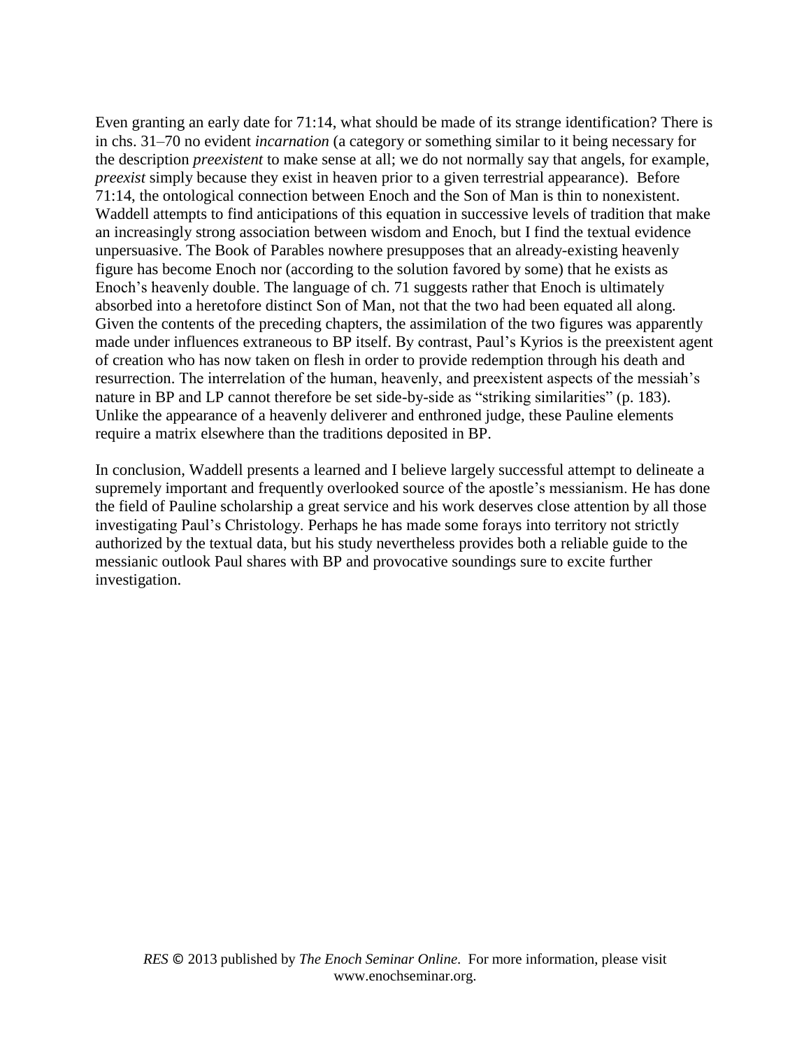Even granting an early date for 71:14, what should be made of its strange identification? There is in chs. 31–70 no evident *incarnation* (a category or something similar to it being necessary for the description *preexistent* to make sense at all; we do not normally say that angels, for example, *preexist* simply because they exist in heaven prior to a given terrestrial appearance). Before 71:14, the ontological connection between Enoch and the Son of Man is thin to nonexistent. Waddell attempts to find anticipations of this equation in successive levels of tradition that make an increasingly strong association between wisdom and Enoch, but I find the textual evidence unpersuasive. The Book of Parables nowhere presupposes that an already-existing heavenly figure has become Enoch nor (according to the solution favored by some) that he exists as Enoch's heavenly double. The language of ch. 71 suggests rather that Enoch is ultimately absorbed into a heretofore distinct Son of Man, not that the two had been equated all along. Given the contents of the preceding chapters, the assimilation of the two figures was apparently made under influences extraneous to BP itself. By contrast, Paul's Kyrios is the preexistent agent of creation who has now taken on flesh in order to provide redemption through his death and resurrection. The interrelation of the human, heavenly, and preexistent aspects of the messiah's nature in BP and LP cannot therefore be set side-by-side as "striking similarities" (p. 183). Unlike the appearance of a heavenly deliverer and enthroned judge, these Pauline elements require a matrix elsewhere than the traditions deposited in BP.

In conclusion, Waddell presents a learned and I believe largely successful attempt to delineate a supremely important and frequently overlooked source of the apostle's messianism. He has done the field of Pauline scholarship a great service and his work deserves close attention by all those investigating Paul's Christology. Perhaps he has made some forays into territory not strictly authorized by the textual data, but his study nevertheless provides both a reliable guide to the messianic outlook Paul shares with BP and provocative soundings sure to excite further investigation.